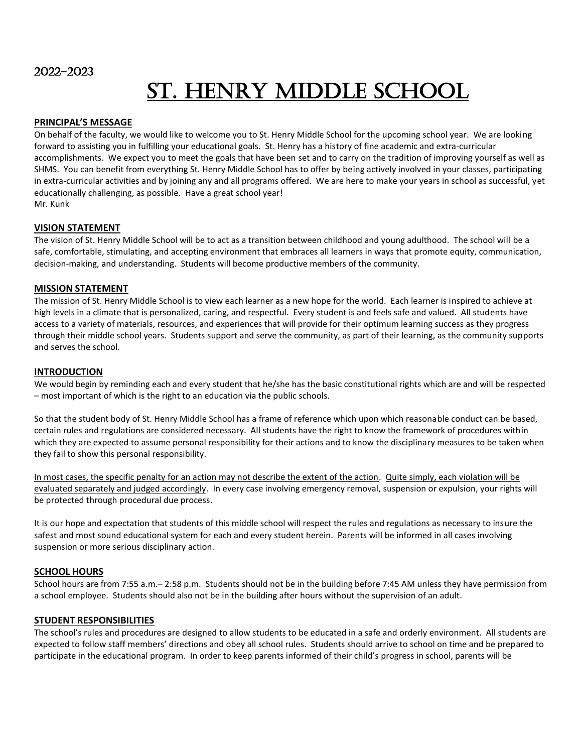2022-2023

# St. Henry Middle School

## PRINCIPAL'S MESSAGE

On behalf of the faculty, we would like to welcome you to St. Henry Middle School for the upcoming school year. We are looking forward to assisting you in fulfilling your educational goals. St. Henry has a history of fine academic and extra-curricular accomplishments. We expect you to meet the goals that have been set and to carry on the tradition of improving yourself as well as SHMS. You can benefit from everything St. Henry Middle School has to offer by being actively involved in your classes, participating in extra-curricular activities and by joining any and all programs offered. We are here to make your years in school as successful, yet educationally challenging, as possible. Have a great school year!
Mr. Kunk

## VISION STATEMENT

The vision of St. Henry Middle School will be to act as a transition between childhood and young adulthood. The school will be a safe, comfortable, stimulating, and accepting environment that embraces all learners in ways that promote equity, communication, decision-making, and understanding. Students will become productive members of the community.

## MISSION STATEMENT

The mission of St. Henry Middle School is to view each learner as a new hope for the world. Each learner is inspired to achieve at high levels in a climate that is personalized, caring, and respectful. Every student is and feels safe and valued. All students have access to a variety of materials, resources, and experiences that will provide for their optimum learning success as they progress through their middle school years. Students support and serve the community, as part of their learning, as the community supports and serves the school.

## INTRODUCTION

We would begin by reminding each and every student that he/she has the basic constitutional rights which are and will be respected – most important of which is the right to an education via the public schools.

So that the student body of St. Henry Middle School has a frame of reference which upon which reasonable conduct can be based, certain rules and regulations are considered necessary. All students have the right to know the framework of procedures within which they are expected to assume personal responsibility for their actions and to know the disciplinary measures to be taken when they fail to show this personal responsibility.

<u>In most cases, the specific penalty for an action may not describe the extent of the action</u>. <u>Quite simply, each violation will be evaluated separately and judged accordingly</u>. In every case involving emergency removal, suspension or expulsion, your rights will be protected through procedural due process.

It is our hope and expectation that students of this middle school will respect the rules and regulations as necessary to insure the safest and most sound educational system for each and every student herein. Parents will be informed in all cases involving suspension or more serious disciplinary action.

## SCHOOL HOURS

School hours are from 7:55 a.m.– 2:58 p.m. Students should not be in the building before 7:45 AM unless they have permission from a school employee. Students should also not be in the building after hours without the supervision of an adult.

## STUDENT RESPONSIBILITIES

The school's rules and procedures are designed to allow students to be educated in a safe and orderly environment. All students are expected to follow staff members' directions and obey all school rules. Students should arrive to school on time and be prepared to participate in the educational program. In order to keep parents informed of their child's progress in school, parents will be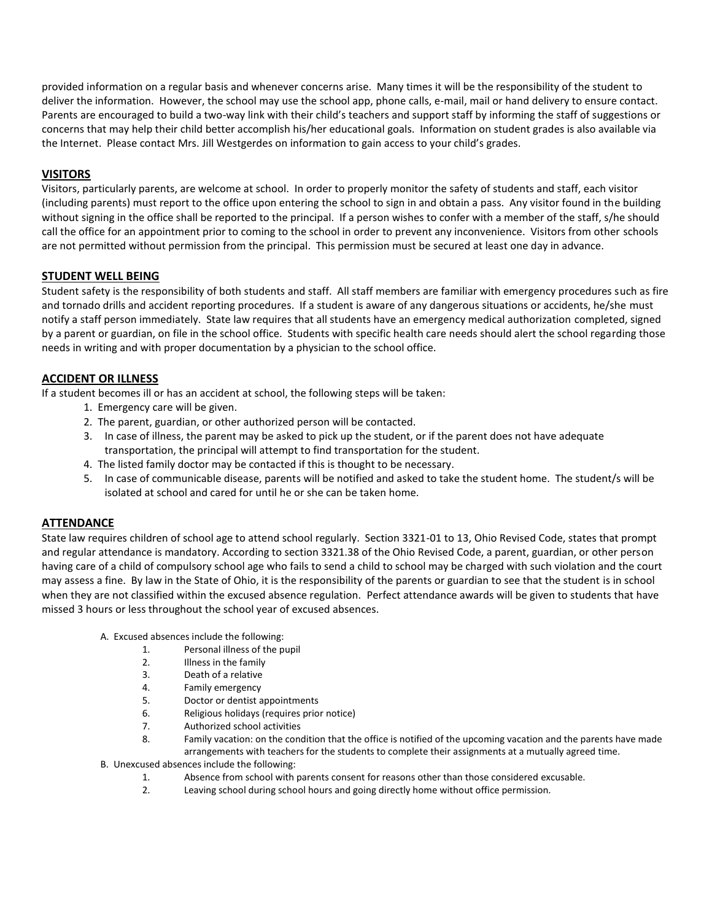provided information on a regular basis and whenever concerns arise. Many times it will be the responsibility of the student to deliver the information. However, the school may use the school app, phone calls, e-mail, mail or hand delivery to ensure contact. Parents are encouraged to build a two-way link with their child's teachers and support staff by informing the staff of suggestions or concerns that may help their child better accomplish his/her educational goals. Information on student grades is also available via the Internet. Please contact Mrs. Jill Westgerdes on information to gain access to your child's grades.

## VISITORS

Visitors, particularly parents, are welcome at school. In order to properly monitor the safety of students and staff, each visitor (including parents) must report to the office upon entering the school to sign in and obtain a pass. Any visitor found in the building without signing in the office shall be reported to the principal. If a person wishes to confer with a member of the staff, s/he should call the office for an appointment prior to coming to the school in order to prevent any inconvenience. Visitors from other schools are not permitted without permission from the principal. This permission must be secured at least one day in advance.

## STUDENT WELL BEING

Student safety is the responsibility of both students and staff. All staff members are familiar with emergency procedures such as fire and tornado drills and accident reporting procedures. If a student is aware of any dangerous situations or accidents, he/she must notify a staff person immediately. State law requires that all students have an emergency medical authorization completed, signed by a parent or guardian, on file in the school office. Students with specific health care needs should alert the school regarding those needs in writing and with proper documentation by a physician to the school office.

## ACCIDENT OR ILLNESS

If a student becomes ill or has an accident at school, the following steps will be taken:

1. Emergency care will be given.
2. The parent, guardian, or other authorized person will be contacted.
3. In case of illness, the parent may be asked to pick up the student, or if the parent does not have adequate transportation, the principal will attempt to find transportation for the student.
4. The listed family doctor may be contacted if this is thought to be necessary.
5. In case of communicable disease, parents will be notified and asked to take the student home. The student/s will be isolated at school and cared for until he or she can be taken home.

## ATTENDANCE

State law requires children of school age to attend school regularly. Section 3321-01 to 13, Ohio Revised Code, states that prompt and regular attendance is mandatory. According to section 3321.38 of the Ohio Revised Code, a parent, guardian, or other person having care of a child of compulsory school age who fails to send a child to school may be charged with such violation and the court may assess a fine. By law in the State of Ohio, it is the responsibility of the parents or guardian to see that the student is in school when they are not classified within the excused absence regulation. Perfect attendance awards will be given to students that have missed 3 hours or less throughout the school year of excused absences.

A. Excused absences include the following:
   1. Personal illness of the pupil
   2. Illness in the family
   3. Death of a relative
   4. Family emergency
   5. Doctor or dentist appointments
   6. Religious holidays (requires prior notice)
   7. Authorized school activities
   8. Family vacation: on the condition that the office is notified of the upcoming vacation and the parents have made arrangements with teachers for the students to complete their assignments at a mutually agreed time.

B. Unexcused absences include the following:
   1. Absence from school with parents consent for reasons other than those considered excusable.
   2. Leaving school during school hours and going directly home without office permission.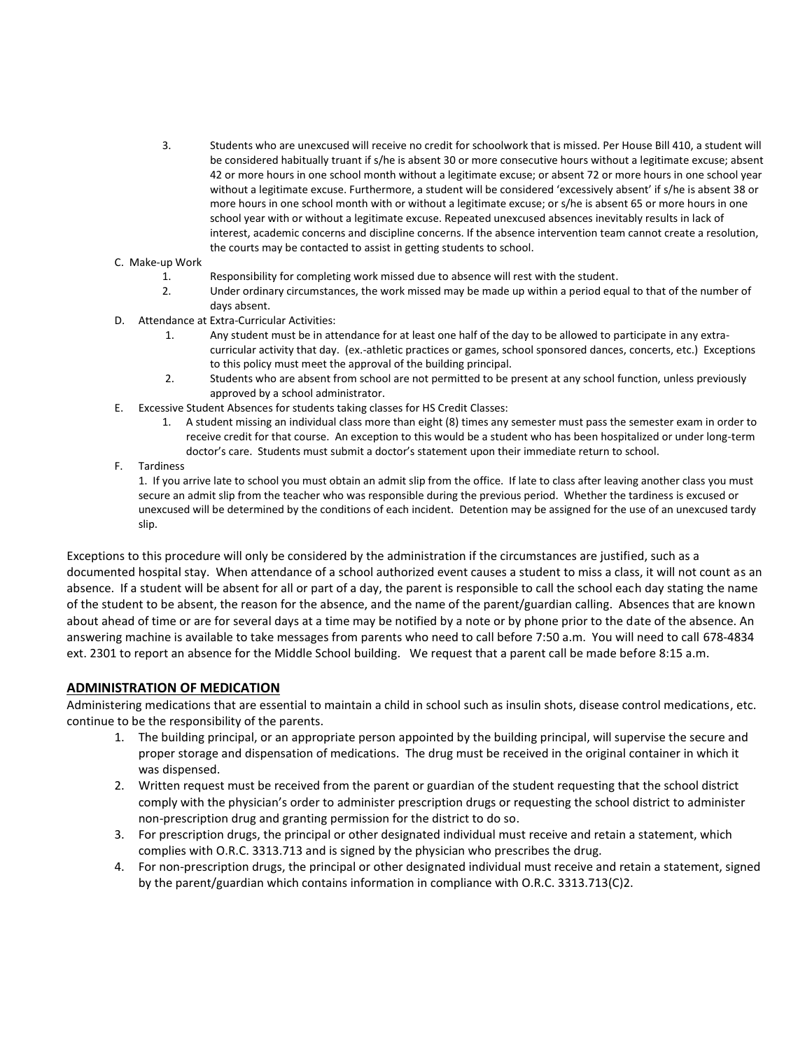3. Students who are unexcused will receive no credit for schoolwork that is missed. Per House Bill 410, a student will be considered habitually truant if s/he is absent 30 or more consecutive hours without a legitimate excuse; absent 42 or more hours in one school month without a legitimate excuse; or absent 72 or more hours in one school year without a legitimate excuse. Furthermore, a student will be considered 'excessively absent' if s/he is absent 38 or more hours in one school month with or without a legitimate excuse; or s/he is absent 65 or more hours in one school year with or without a legitimate excuse. Repeated unexcused absences inevitably results in lack of interest, academic concerns and discipline concerns. If the absence intervention team cannot create a resolution, the courts may be contacted to assist in getting students to school.

C. Make-up Work
   1. Responsibility for completing work missed due to absence will rest with the student.
   2. Under ordinary circumstances, the work missed may be made up within a period equal to that of the number of days absent.

D. Attendance at Extra-Curricular Activities:
   1. Any student must be in attendance for at least one half of the day to be allowed to participate in any extra-curricular activity that day. (ex.-athletic practices or games, school sponsored dances, concerts, etc.) Exceptions to this policy must meet the approval of the building principal.
   2. Students who are absent from school are not permitted to be present at any school function, unless previously approved by a school administrator.

E. Excessive Student Absences for students taking classes for HS Credit Classes:
   1. A student missing an individual class more than eight (8) times any semester must pass the semester exam in order to receive credit for that course. An exception to this would be a student who has been hospitalized or under long-term doctor's care. Students must submit a doctor's statement upon their immediate return to school.

F. Tardiness
   1. If you arrive late to school you must obtain an admit slip from the office. If late to class after leaving another class you must secure an admit slip from the teacher who was responsible during the previous period. Whether the tardiness is excused or unexcused will be determined by the conditions of each incident. Detention may be assigned for the use of an unexcused tardy slip.

Exceptions to this procedure will only be considered by the administration if the circumstances are justified, such as a documented hospital stay. When attendance of a school authorized event causes a student to miss a class, it will not count as an absence. If a student will be absent for all or part of a day, the parent is responsible to call the school each day stating the name of the student to be absent, the reason for the absence, and the name of the parent/guardian calling. Absences that are known about ahead of time or are for several days at a time may be notified by a note or by phone prior to the date of the absence. An answering machine is available to take messages from parents who need to call before 7:50 a.m. You will need to call 678-4834 ext. 2301 to report an absence for the Middle School building. We request that a parent call be made before 8:15 a.m.

## ADMINISTRATION OF MEDICATION

Administering medications that are essential to maintain a child in school such as insulin shots, disease control medications, etc. continue to be the responsibility of the parents.

1. The building principal, or an appropriate person appointed by the building principal, will supervise the secure and proper storage and dispensation of medications. The drug must be received in the original container in which it was dispensed.
2. Written request must be received from the parent or guardian of the student requesting that the school district comply with the physician's order to administer prescription drugs or requesting the school district to administer non-prescription drug and granting permission for the district to do so.
3. For prescription drugs, the principal or other designated individual must receive and retain a statement, which complies with O.R.C. 3313.713 and is signed by the physician who prescribes the drug.
4. For non-prescription drugs, the principal or other designated individual must receive and retain a statement, signed by the parent/guardian which contains information in compliance with O.R.C. 3313.713(C)2.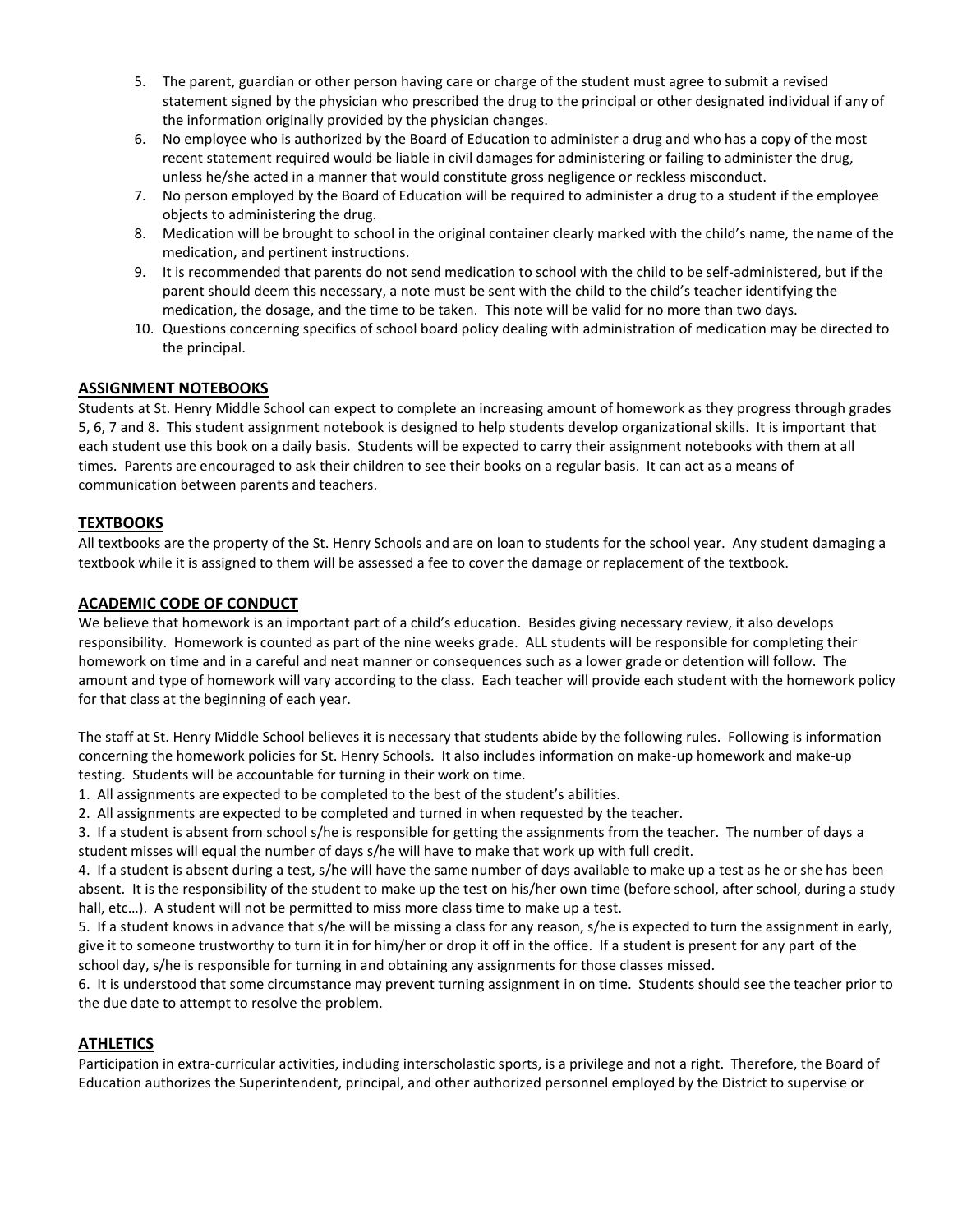5. The parent, guardian or other person having care or charge of the student must agree to submit a revised statement signed by the physician who prescribed the drug to the principal or other designated individual if any of the information originally provided by the physician changes.
6. No employee who is authorized by the Board of Education to administer a drug and who has a copy of the most recent statement required would be liable in civil damages for administering or failing to administer the drug, unless he/she acted in a manner that would constitute gross negligence or reckless misconduct.
7. No person employed by the Board of Education will be required to administer a drug to a student if the employee objects to administering the drug.
8. Medication will be brought to school in the original container clearly marked with the child's name, the name of the medication, and pertinent instructions.
9. It is recommended that parents do not send medication to school with the child to be self-administered, but if the parent should deem this necessary, a note must be sent with the child to the child's teacher identifying the medication, the dosage, and the time to be taken. This note will be valid for no more than two days.
10. Questions concerning specifics of school board policy dealing with administration of medication may be directed to the principal.

## ASSIGNMENT NOTEBOOKS

Students at St. Henry Middle School can expect to complete an increasing amount of homework as they progress through grades 5, 6, 7 and 8. This student assignment notebook is designed to help students develop organizational skills. It is important that each student use this book on a daily basis. Students will be expected to carry their assignment notebooks with them at all times. Parents are encouraged to ask their children to see their books on a regular basis. It can act as a means of communication between parents and teachers.

## TEXTBOOKS

All textbooks are the property of the St. Henry Schools and are on loan to students for the school year. Any student damaging a textbook while it is assigned to them will be assessed a fee to cover the damage or replacement of the textbook.

## ACADEMIC CODE OF CONDUCT

We believe that homework is an important part of a child's education. Besides giving necessary review, it also develops responsibility. Homework is counted as part of the nine weeks grade. ALL students will be responsible for completing their homework on time and in a careful and neat manner or consequences such as a lower grade or detention will follow. The amount and type of homework will vary according to the class. Each teacher will provide each student with the homework policy for that class at the beginning of each year.

The staff at St. Henry Middle School believes it is necessary that students abide by the following rules. Following is information concerning the homework policies for St. Henry Schools. It also includes information on make-up homework and make-up testing. Students will be accountable for turning in their work on time.

1. All assignments are expected to be completed to the best of the student's abilities.
2. All assignments are expected to be completed and turned in when requested by the teacher.
3. If a student is absent from school s/he is responsible for getting the assignments from the teacher. The number of days a student misses will equal the number of days s/he will have to make that work up with full credit.
4. If a student is absent during a test, s/he will have the same number of days available to make up a test as he or she has been absent. It is the responsibility of the student to make up the test on his/her own time (before school, after school, during a study hall, etc…). A student will not be permitted to miss more class time to make up a test.
5. If a student knows in advance that s/he will be missing a class for any reason, s/he is expected to turn the assignment in early, give it to someone trustworthy to turn it in for him/her or drop it off in the office. If a student is present for any part of the school day, s/he is responsible for turning in and obtaining any assignments for those classes missed.
6. It is understood that some circumstance may prevent turning assignment in on time. Students should see the teacher prior to the due date to attempt to resolve the problem.

## ATHLETICS

Participation in extra-curricular activities, including interscholastic sports, is a privilege and not a right. Therefore, the Board of Education authorizes the Superintendent, principal, and other authorized personnel employed by the District to supervise or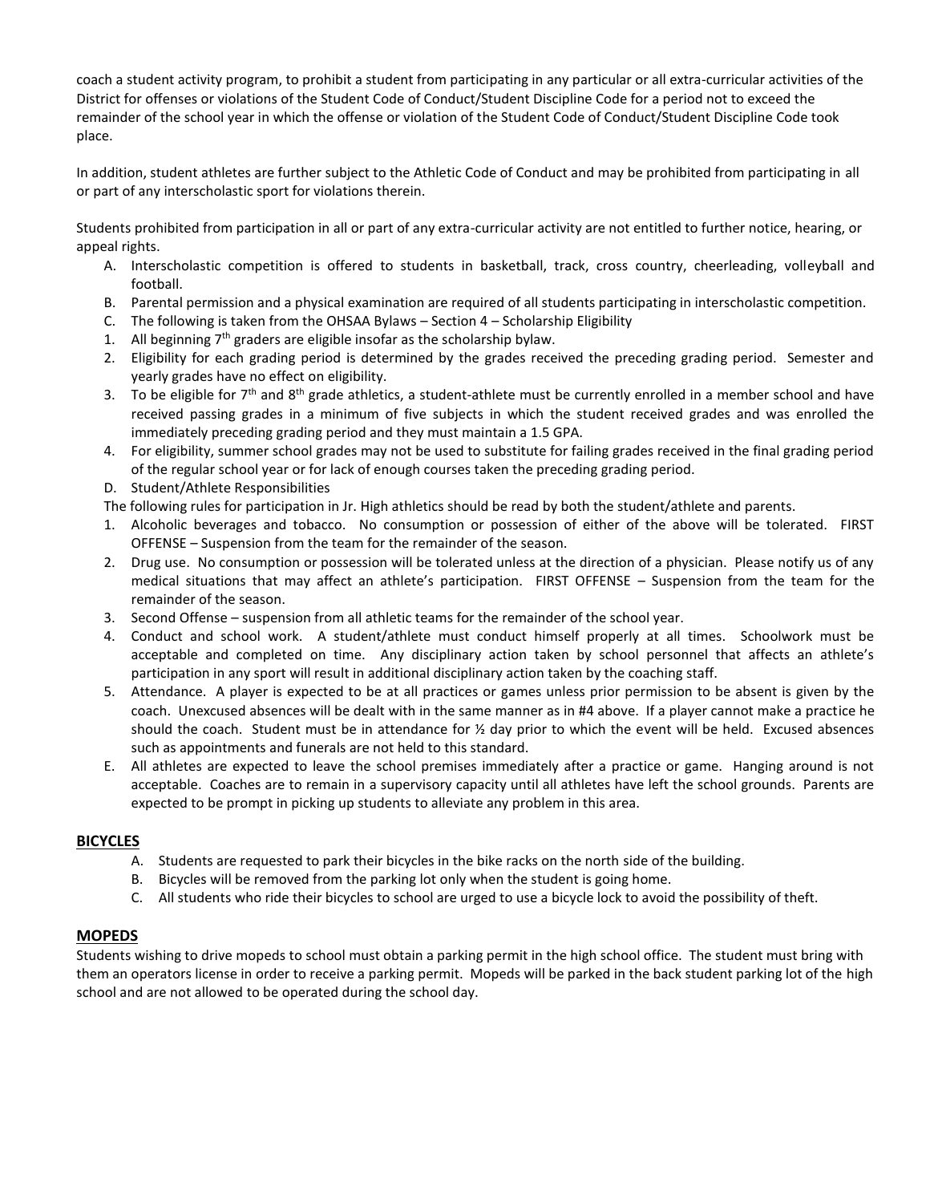coach a student activity program, to prohibit a student from participating in any particular or all extra-curricular activities of the District for offenses or violations of the Student Code of Conduct/Student Discipline Code for a period not to exceed the remainder of the school year in which the offense or violation of the Student Code of Conduct/Student Discipline Code took place.

In addition, student athletes are further subject to the Athletic Code of Conduct and may be prohibited from participating in all or part of any interscholastic sport for violations therein.

Students prohibited from participation in all or part of any extra-curricular activity are not entitled to further notice, hearing, or appeal rights.

A. Interscholastic competition is offered to students in basketball, track, cross country, cheerleading, volleyball and football.
B. Parental permission and a physical examination are required of all students participating in interscholastic competition.
C. The following is taken from the OHSAA Bylaws – Section 4 – Scholarship Eligibility

1. All beginning 7th graders are eligible insofar as the scholarship bylaw.
2. Eligibility for each grading period is determined by the grades received the preceding grading period. Semester and yearly grades have no effect on eligibility.
3. To be eligible for 7th and 8th grade athletics, a student-athlete must be currently enrolled in a member school and have received passing grades in a minimum of five subjects in which the student received grades and was enrolled the immediately preceding grading period and they must maintain a 1.5 GPA.
4. For eligibility, summer school grades may not be used to substitute for failing grades received in the final grading period of the regular school year or for lack of enough courses taken the preceding grading period.

D. Student/Athlete Responsibilities

The following rules for participation in Jr. High athletics should be read by both the student/athlete and parents.

1. Alcoholic beverages and tobacco. No consumption or possession of either of the above will be tolerated. FIRST OFFENSE – Suspension from the team for the remainder of the season.
2. Drug use. No consumption or possession will be tolerated unless at the direction of a physician. Please notify us of any medical situations that may affect an athlete's participation. FIRST OFFENSE – Suspension from the team for the remainder of the season.
3. Second Offense – suspension from all athletic teams for the remainder of the school year.
4. Conduct and school work. A student/athlete must conduct himself properly at all times. Schoolwork must be acceptable and completed on time. Any disciplinary action taken by school personnel that affects an athlete's participation in any sport will result in additional disciplinary action taken by the coaching staff.
5. Attendance. A player is expected to be at all practices or games unless prior permission to be absent is given by the coach. Unexcused absences will be dealt with in the same manner as in #4 above. If a player cannot make a practice he should the coach. Student must be in attendance for ½ day prior to which the event will be held. Excused absences such as appointments and funerals are not held to this standard.

E. All athletes are expected to leave the school premises immediately after a practice or game. Hanging around is not acceptable. Coaches are to remain in a supervisory capacity until all athletes have left the school grounds. Parents are expected to be prompt in picking up students to alleviate any problem in this area.

## BICYCLES

A. Students are requested to park their bicycles in the bike racks on the north side of the building.
B. Bicycles will be removed from the parking lot only when the student is going home.
C. All students who ride their bicycles to school are urged to use a bicycle lock to avoid the possibility of theft.

## MOPEDS

Students wishing to drive mopeds to school must obtain a parking permit in the high school office. The student must bring with them an operators license in order to receive a parking permit. Mopeds will be parked in the back student parking lot of the high school and are not allowed to be operated during the school day.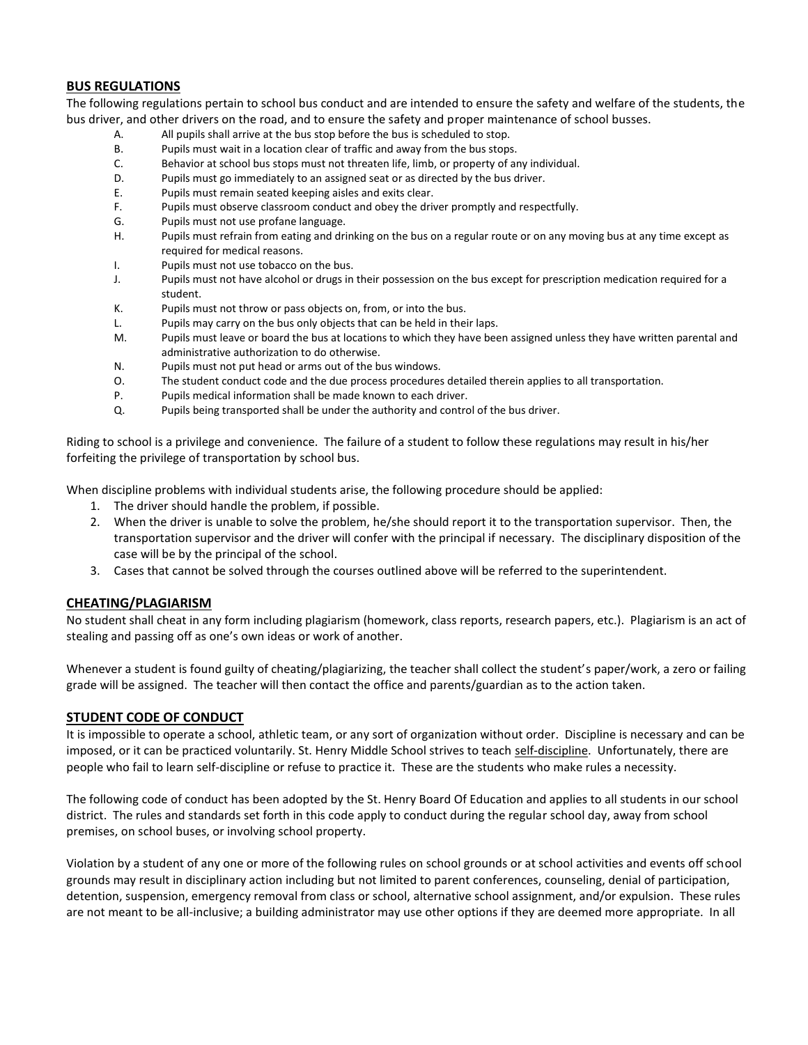## BUS REGULATIONS

The following regulations pertain to school bus conduct and are intended to ensure the safety and welfare of the students, the bus driver, and other drivers on the road, and to ensure the safety and proper maintenance of school busses.

A. All pupils shall arrive at the bus stop before the bus is scheduled to stop.
B. Pupils must wait in a location clear of traffic and away from the bus stops.
C. Behavior at school bus stops must not threaten life, limb, or property of any individual.
D. Pupils must go immediately to an assigned seat or as directed by the bus driver.
E. Pupils must remain seated keeping aisles and exits clear.
F. Pupils must observe classroom conduct and obey the driver promptly and respectfully.
G. Pupils must not use profane language.
H. Pupils must refrain from eating and drinking on the bus on a regular route or on any moving bus at any time except as required for medical reasons.
I. Pupils must not use tobacco on the bus.
J. Pupils must not have alcohol or drugs in their possession on the bus except for prescription medication required for a student.
K. Pupils must not throw or pass objects on, from, or into the bus.
L. Pupils may carry on the bus only objects that can be held in their laps.
M. Pupils must leave or board the bus at locations to which they have been assigned unless they have written parental and administrative authorization to do otherwise.
N. Pupils must not put head or arms out of the bus windows.
O. The student conduct code and the due process procedures detailed therein applies to all transportation.
P. Pupils medical information shall be made known to each driver.
Q. Pupils being transported shall be under the authority and control of the bus driver.

Riding to school is a privilege and convenience. The failure of a student to follow these regulations may result in his/her forfeiting the privilege of transportation by school bus.

When discipline problems with individual students arise, the following procedure should be applied:

1. The driver should handle the problem, if possible.
2. When the driver is unable to solve the problem, he/she should report it to the transportation supervisor. Then, the transportation supervisor and the driver will confer with the principal if necessary. The disciplinary disposition of the case will be by the principal of the school.
3. Cases that cannot be solved through the courses outlined above will be referred to the superintendent.

## CHEATING/PLAGIARISM

No student shall cheat in any form including plagiarism (homework, class reports, research papers, etc.). Plagiarism is an act of stealing and passing off as one's own ideas or work of another.

Whenever a student is found guilty of cheating/plagiarizing, the teacher shall collect the student's paper/work, a zero or failing grade will be assigned. The teacher will then contact the office and parents/guardian as to the action taken.

## STUDENT CODE OF CONDUCT

It is impossible to operate a school, athletic team, or any sort of organization without order. Discipline is necessary and can be imposed, or it can be practiced voluntarily. St. Henry Middle School strives to teach self-discipline. Unfortunately, there are people who fail to learn self-discipline or refuse to practice it. These are the students who make rules a necessity.

The following code of conduct has been adopted by the St. Henry Board Of Education and applies to all students in our school district. The rules and standards set forth in this code apply to conduct during the regular school day, away from school premises, on school buses, or involving school property.

Violation by a student of any one or more of the following rules on school grounds or at school activities and events off school grounds may result in disciplinary action including but not limited to parent conferences, counseling, denial of participation, detention, suspension, emergency removal from class or school, alternative school assignment, and/or expulsion. These rules are not meant to be all-inclusive; a building administrator may use other options if they are deemed more appropriate. In all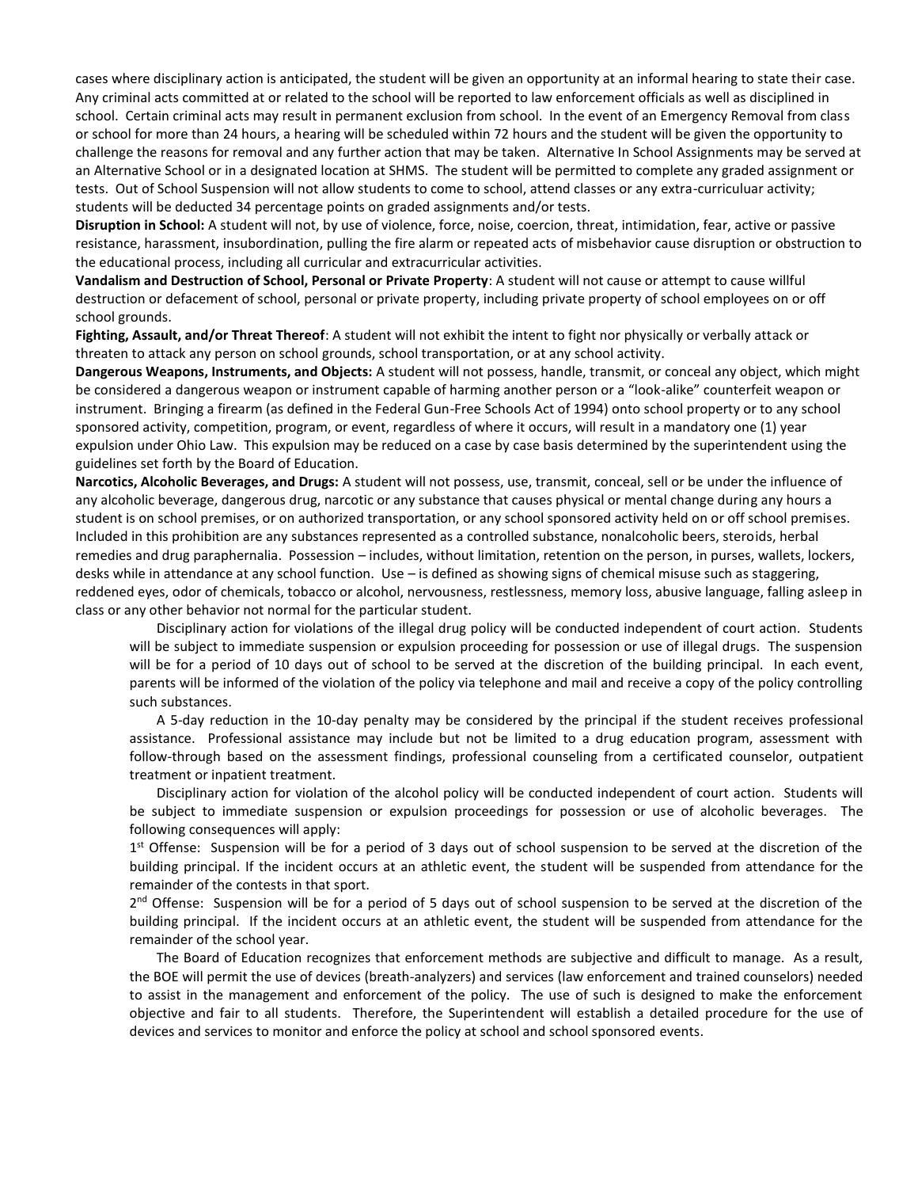cases where disciplinary action is anticipated, the student will be given an opportunity at an informal hearing to state their case. Any criminal acts committed at or related to the school will be reported to law enforcement officials as well as disciplined in school. Certain criminal acts may result in permanent exclusion from school. In the event of an Emergency Removal from class or school for more than 24 hours, a hearing will be scheduled within 72 hours and the student will be given the opportunity to challenge the reasons for removal and any further action that may be taken. Alternative In School Assignments may be served at an Alternative School or in a designated location at SHMS. The student will be permitted to complete any graded assignment or tests. Out of School Suspension will not allow students to come to school, attend classes or any extra-curriculuar activity; students will be deducted 34 percentage points on graded assignments and/or tests.

**Disruption in School:** A student will not, by use of violence, force, noise, coercion, threat, intimidation, fear, active or passive resistance, harassment, insubordination, pulling the fire alarm or repeated acts of misbehavior cause disruption or obstruction to the educational process, including all curricular and extracurricular activities.

**Vandalism and Destruction of School, Personal or Private Property**: A student will not cause or attempt to cause willful destruction or defacement of school, personal or private property, including private property of school employees on or off school grounds.

**Fighting, Assault, and/or Threat Thereof**: A student will not exhibit the intent to fight nor physically or verbally attack or threaten to attack any person on school grounds, school transportation, or at any school activity.

**Dangerous Weapons, Instruments, and Objects:** A student will not possess, handle, transmit, or conceal any object, which might be considered a dangerous weapon or instrument capable of harming another person or a "look-alike" counterfeit weapon or instrument. Bringing a firearm (as defined in the Federal Gun-Free Schools Act of 1994) onto school property or to any school sponsored activity, competition, program, or event, regardless of where it occurs, will result in a mandatory one (1) year expulsion under Ohio Law. This expulsion may be reduced on a case by case basis determined by the superintendent using the guidelines set forth by the Board of Education.

**Narcotics, Alcoholic Beverages, and Drugs:** A student will not possess, use, transmit, conceal, sell or be under the influence of any alcoholic beverage, dangerous drug, narcotic or any substance that causes physical or mental change during any hours a student is on school premises, or on authorized transportation, or any school sponsored activity held on or off school premises. Included in this prohibition are any substances represented as a controlled substance, nonalcoholic beers, steroids, herbal remedies and drug paraphernalia. Possession – includes, without limitation, retention on the person, in purses, wallets, lockers, desks while in attendance at any school function. Use – is defined as showing signs of chemical misuse such as staggering, reddened eyes, odor of chemicals, tobacco or alcohol, nervousness, restlessness, memory loss, abusive language, falling asleep in class or any other behavior not normal for the particular student.

Disciplinary action for violations of the illegal drug policy will be conducted independent of court action. Students will be subject to immediate suspension or expulsion proceeding for possession or use of illegal drugs. The suspension will be for a period of 10 days out of school to be served at the discretion of the building principal. In each event, parents will be informed of the violation of the policy via telephone and mail and receive a copy of the policy controlling such substances.

A 5-day reduction in the 10-day penalty may be considered by the principal if the student receives professional assistance. Professional assistance may include but not be limited to a drug education program, assessment with follow-through based on the assessment findings, professional counseling from a certificated counselor, outpatient treatment or inpatient treatment.

Disciplinary action for violation of the alcohol policy will be conducted independent of court action. Students will be subject to immediate suspension or expulsion proceedings for possession or use of alcoholic beverages. The following consequences will apply:

1st Offense: Suspension will be for a period of 3 days out of school suspension to be served at the discretion of the building principal. If the incident occurs at an athletic event, the student will be suspended from attendance for the remainder of the contests in that sport.

2nd Offense: Suspension will be for a period of 5 days out of school suspension to be served at the discretion of the building principal. If the incident occurs at an athletic event, the student will be suspended from attendance for the remainder of the school year.

The Board of Education recognizes that enforcement methods are subjective and difficult to manage. As a result, the BOE will permit the use of devices (breath-analyzers) and services (law enforcement and trained counselors) needed to assist in the management and enforcement of the policy. The use of such is designed to make the enforcement objective and fair to all students. Therefore, the Superintendent will establish a detailed procedure for the use of devices and services to monitor and enforce the policy at school and school sponsored events.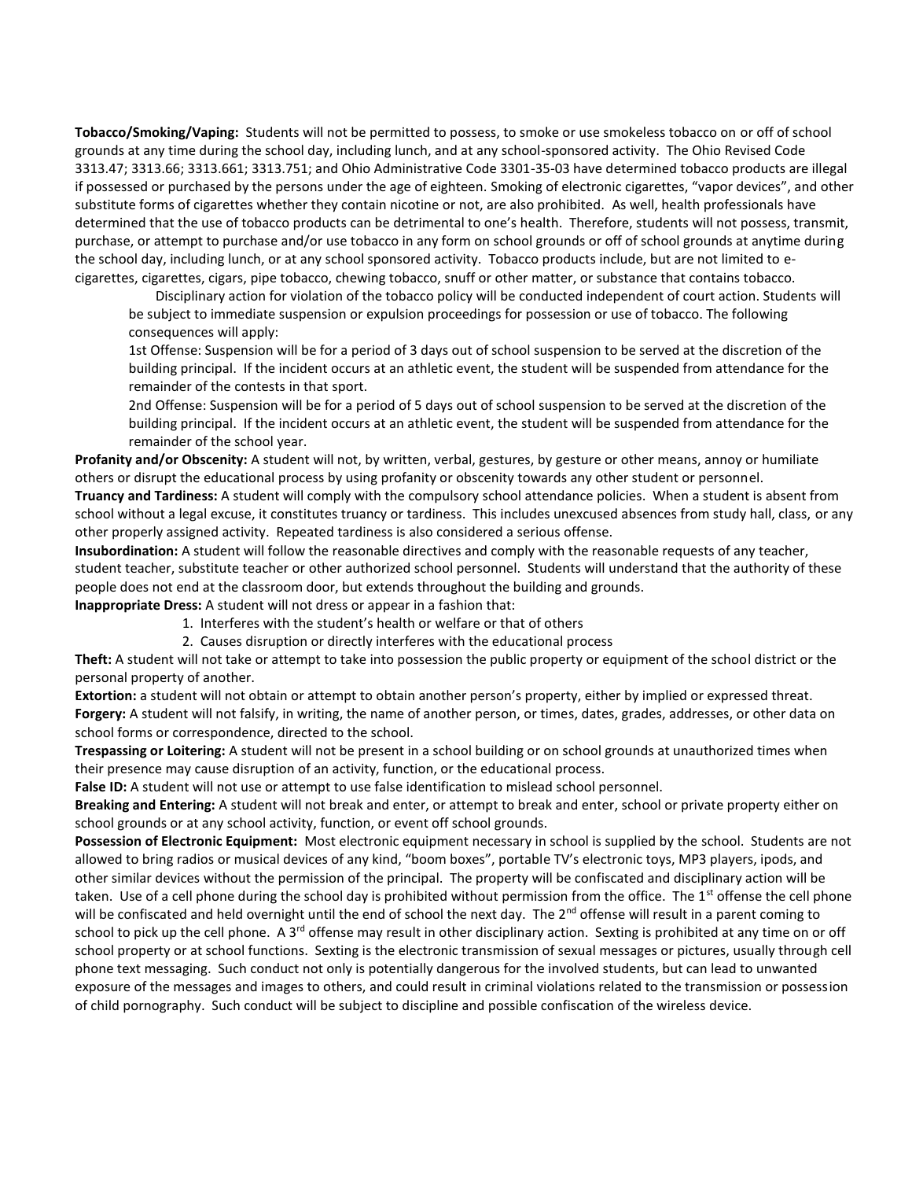**Tobacco/Smoking/Vaping:** Students will not be permitted to possess, to smoke or use smokeless tobacco on or off of school grounds at any time during the school day, including lunch, and at any school-sponsored activity. The Ohio Revised Code 3313.47; 3313.66; 3313.661; 3313.751; and Ohio Administrative Code 3301-35-03 have determined tobacco products are illegal if possessed or purchased by the persons under the age of eighteen. Smoking of electronic cigarettes, "vapor devices", and other substitute forms of cigarettes whether they contain nicotine or not, are also prohibited. As well, health professionals have determined that the use of tobacco products can be detrimental to one's health. Therefore, students will not possess, transmit, purchase, or attempt to purchase and/or use tobacco in any form on school grounds or off of school grounds at anytime during the school day, including lunch, or at any school sponsored activity. Tobacco products include, but are not limited to e-cigarettes, cigarettes, cigars, pipe tobacco, chewing tobacco, snuff or other matter, or substance that contains tobacco.

Disciplinary action for violation of the tobacco policy will be conducted independent of court action. Students will be subject to immediate suspension or expulsion proceedings for possession or use of tobacco. The following consequences will apply:

1st Offense: Suspension will be for a period of 3 days out of school suspension to be served at the discretion of the building principal. If the incident occurs at an athletic event, the student will be suspended from attendance for the remainder of the contests in that sport.

2nd Offense: Suspension will be for a period of 5 days out of school suspension to be served at the discretion of the building principal. If the incident occurs at an athletic event, the student will be suspended from attendance for the remainder of the school year.

**Profanity and/or Obscenity:** A student will not, by written, verbal, gestures, by gesture or other means, annoy or humiliate others or disrupt the educational process by using profanity or obscenity towards any other student or personnel.

**Truancy and Tardiness:** A student will comply with the compulsory school attendance policies. When a student is absent from school without a legal excuse, it constitutes truancy or tardiness. This includes unexcused absences from study hall, class, or any other properly assigned activity. Repeated tardiness is also considered a serious offense.

**Insubordination:** A student will follow the reasonable directives and comply with the reasonable requests of any teacher, student teacher, substitute teacher or other authorized school personnel. Students will understand that the authority of these people does not end at the classroom door, but extends throughout the building and grounds.

**Inappropriate Dress:** A student will not dress or appear in a fashion that:

1. Interferes with the student's health or welfare or that of others
2. Causes disruption or directly interferes with the educational process

**Theft:** A student will not take or attempt to take into possession the public property or equipment of the school district or the personal property of another.

**Extortion:** a student will not obtain or attempt to obtain another person's property, either by implied or expressed threat.

**Forgery:** A student will not falsify, in writing, the name of another person, or times, dates, grades, addresses, or other data on school forms or correspondence, directed to the school.

**Trespassing or Loitering:** A student will not be present in a school building or on school grounds at unauthorized times when their presence may cause disruption of an activity, function, or the educational process.

**False ID:** A student will not use or attempt to use false identification to mislead school personnel.

**Breaking and Entering:** A student will not break and enter, or attempt to break and enter, school or private property either on school grounds or at any school activity, function, or event off school grounds.

**Possession of Electronic Equipment:** Most electronic equipment necessary in school is supplied by the school. Students are not allowed to bring radios or musical devices of any kind, "boom boxes", portable TV's electronic toys, MP3 players, ipods, and other similar devices without the permission of the principal. The property will be confiscated and disciplinary action will be taken. Use of a cell phone during the school day is prohibited without permission from the office. The 1st offense the cell phone will be confiscated and held overnight until the end of school the next day. The 2nd offense will result in a parent coming to school to pick up the cell phone. A 3rd offense may result in other disciplinary action. Sexting is prohibited at any time on or off school property or at school functions. Sexting is the electronic transmission of sexual messages or pictures, usually through cell phone text messaging. Such conduct not only is potentially dangerous for the involved students, but can lead to unwanted exposure of the messages and images to others, and could result in criminal violations related to the transmission or possession of child pornography. Such conduct will be subject to discipline and possible confiscation of the wireless device.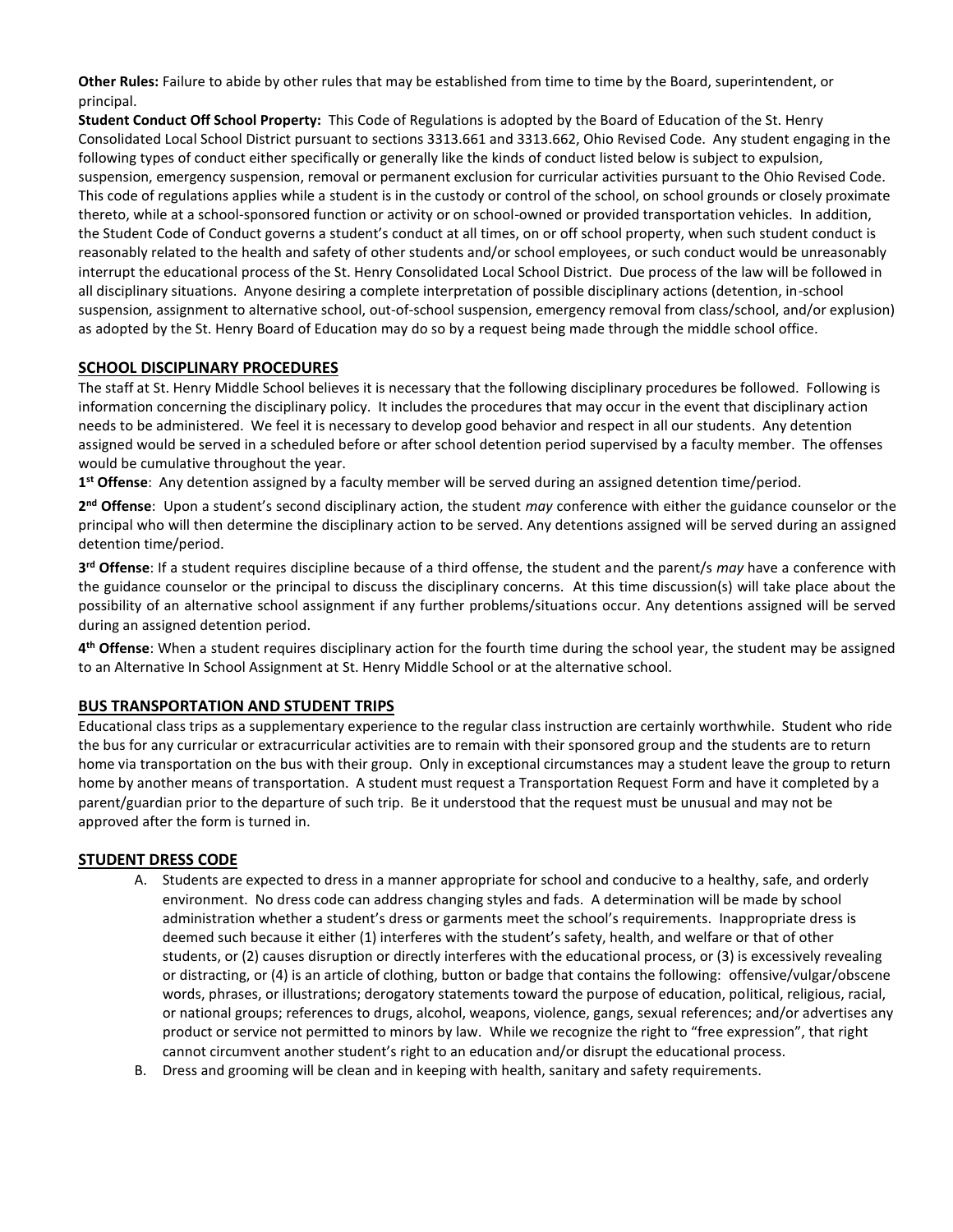**Other Rules:** Failure to abide by other rules that may be established from time to time by the Board, superintendent, or principal.

**Student Conduct Off School Property:** This Code of Regulations is adopted by the Board of Education of the St. Henry Consolidated Local School District pursuant to sections 3313.661 and 3313.662, Ohio Revised Code. Any student engaging in the following types of conduct either specifically or generally like the kinds of conduct listed below is subject to expulsion, suspension, emergency suspension, removal or permanent exclusion for curricular activities pursuant to the Ohio Revised Code. This code of regulations applies while a student is in the custody or control of the school, on school grounds or closely proximate thereto, while at a school-sponsored function or activity or on school-owned or provided transportation vehicles. In addition, the Student Code of Conduct governs a student's conduct at all times, on or off school property, when such student conduct is reasonably related to the health and safety of other students and/or school employees, or such conduct would be unreasonably interrupt the educational process of the St. Henry Consolidated Local School District. Due process of the law will be followed in all disciplinary situations. Anyone desiring a complete interpretation of possible disciplinary actions (detention, in-school suspension, assignment to alternative school, out-of-school suspension, emergency removal from class/school, and/or explusion) as adopted by the St. Henry Board of Education may do so by a request being made through the middle school office.

## SCHOOL DISCIPLINARY PROCEDURES

The staff at St. Henry Middle School believes it is necessary that the following disciplinary procedures be followed. Following is information concerning the disciplinary policy. It includes the procedures that may occur in the event that disciplinary action needs to be administered. We feel it is necessary to develop good behavior and respect in all our students. Any detention assigned would be served in a scheduled before or after school detention period supervised by a faculty member. The offenses would be cumulative throughout the year.

**1st Offense**: Any detention assigned by a faculty member will be served during an assigned detention time/period.

**2nd Offense**: Upon a student's second disciplinary action, the student *may* conference with either the guidance counselor or the principal who will then determine the disciplinary action to be served. Any detentions assigned will be served during an assigned detention time/period.

**3rd Offense**: If a student requires discipline because of a third offense, the student and the parent/s *may* have a conference with the guidance counselor or the principal to discuss the disciplinary concerns. At this time discussion(s) will take place about the possibility of an alternative school assignment if any further problems/situations occur. Any detentions assigned will be served during an assigned detention period.

**4th Offense**: When a student requires disciplinary action for the fourth time during the school year, the student may be assigned to an Alternative In School Assignment at St. Henry Middle School or at the alternative school.

## BUS TRANSPORTATION AND STUDENT TRIPS

Educational class trips as a supplementary experience to the regular class instruction are certainly worthwhile. Student who ride the bus for any curricular or extracurricular activities are to remain with their sponsored group and the students are to return home via transportation on the bus with their group. Only in exceptional circumstances may a student leave the group to return home by another means of transportation. A student must request a Transportation Request Form and have it completed by a parent/guardian prior to the departure of such trip. Be it understood that the request must be unusual and may not be approved after the form is turned in.

## STUDENT DRESS CODE

A. Students are expected to dress in a manner appropriate for school and conducive to a healthy, safe, and orderly environment. No dress code can address changing styles and fads. A determination will be made by school administration whether a student's dress or garments meet the school's requirements. Inappropriate dress is deemed such because it either (1) interferes with the student's safety, health, and welfare or that of other students, or (2) causes disruption or directly interferes with the educational process, or (3) is excessively revealing or distracting, or (4) is an article of clothing, button or badge that contains the following: offensive/vulgar/obscene words, phrases, or illustrations; derogatory statements toward the purpose of education, political, religious, racial, or national groups; references to drugs, alcohol, weapons, violence, gangs, sexual references; and/or advertises any product or service not permitted to minors by law. While we recognize the right to "free expression", that right cannot circumvent another student's right to an education and/or disrupt the educational process.

B. Dress and grooming will be clean and in keeping with health, sanitary and safety requirements.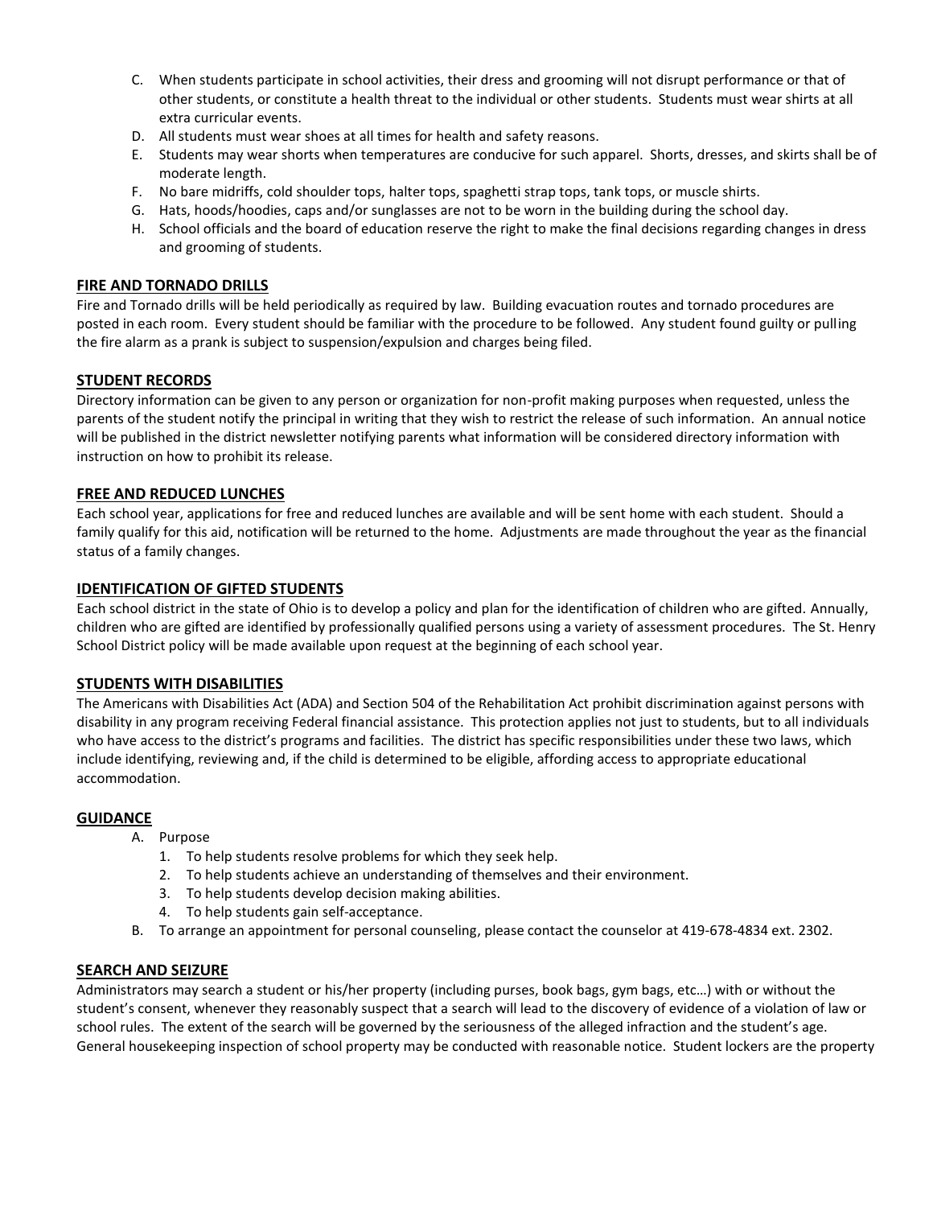C. When students participate in school activities, their dress and grooming will not disrupt performance or that of other students, or constitute a health threat to the individual or other students. Students must wear shirts at all extra curricular events.
D. All students must wear shoes at all times for health and safety reasons.
E. Students may wear shorts when temperatures are conducive for such apparel. Shorts, dresses, and skirts shall be of moderate length.
F. No bare midriffs, cold shoulder tops, halter tops, spaghetti strap tops, tank tops, or muscle shirts.
G. Hats, hoods/hoodies, caps and/or sunglasses are not to be worn in the building during the school day.
H. School officials and the board of education reserve the right to make the final decisions regarding changes in dress and grooming of students.

## FIRE AND TORNADO DRILLS

Fire and Tornado drills will be held periodically as required by law. Building evacuation routes and tornado procedures are posted in each room. Every student should be familiar with the procedure to be followed. Any student found guilty or pulling the fire alarm as a prank is subject to suspension/expulsion and charges being filed.

## STUDENT RECORDS

Directory information can be given to any person or organization for non-profit making purposes when requested, unless the parents of the student notify the principal in writing that they wish to restrict the release of such information. An annual notice will be published in the district newsletter notifying parents what information will be considered directory information with instruction on how to prohibit its release.

## FREE AND REDUCED LUNCHES

Each school year, applications for free and reduced lunches are available and will be sent home with each student. Should a family qualify for this aid, notification will be returned to the home. Adjustments are made throughout the year as the financial status of a family changes.

## IDENTIFICATION OF GIFTED STUDENTS

Each school district in the state of Ohio is to develop a policy and plan for the identification of children who are gifted. Annually, children who are gifted are identified by professionally qualified persons using a variety of assessment procedures. The St. Henry School District policy will be made available upon request at the beginning of each school year.

## STUDENTS WITH DISABILITIES

The Americans with Disabilities Act (ADA) and Section 504 of the Rehabilitation Act prohibit discrimination against persons with disability in any program receiving Federal financial assistance. This protection applies not just to students, but to all individuals who have access to the district's programs and facilities. The district has specific responsibilities under these two laws, which include identifying, reviewing and, if the child is determined to be eligible, affording access to appropriate educational accommodation.

## GUIDANCE

A. Purpose
   1. To help students resolve problems for which they seek help.
   2. To help students achieve an understanding of themselves and their environment.
   3. To help students develop decision making abilities.
   4. To help students gain self-acceptance.
B. To arrange an appointment for personal counseling, please contact the counselor at 419-678-4834 ext. 2302.

## SEARCH AND SEIZURE

Administrators may search a student or his/her property (including purses, book bags, gym bags, etc…) with or without the student's consent, whenever they reasonably suspect that a search will lead to the discovery of evidence of a violation of law or school rules. The extent of the search will be governed by the seriousness of the alleged infraction and the student's age. General housekeeping inspection of school property may be conducted with reasonable notice. Student lockers are the property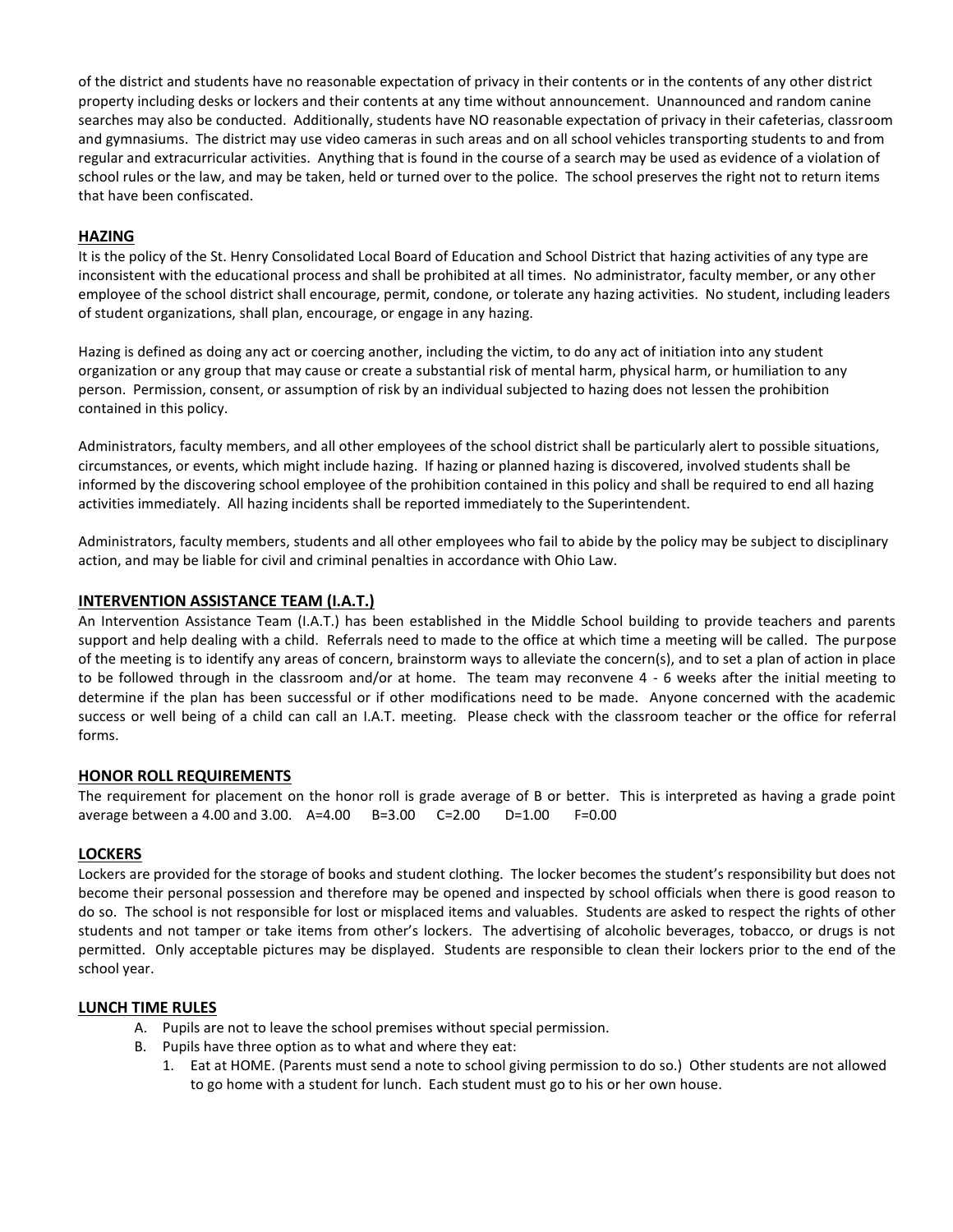of the district and students have no reasonable expectation of privacy in their contents or in the contents of any other district property including desks or lockers and their contents at any time without announcement. Unannounced and random canine searches may also be conducted. Additionally, students have NO reasonable expectation of privacy in their cafeterias, classroom and gymnasiums. The district may use video cameras in such areas and on all school vehicles transporting students to and from regular and extracurricular activities. Anything that is found in the course of a search may be used as evidence of a violation of school rules or the law, and may be taken, held or turned over to the police. The school preserves the right not to return items that have been confiscated.

## HAZING

It is the policy of the St. Henry Consolidated Local Board of Education and School District that hazing activities of any type are inconsistent with the educational process and shall be prohibited at all times. No administrator, faculty member, or any other employee of the school district shall encourage, permit, condone, or tolerate any hazing activities. No student, including leaders of student organizations, shall plan, encourage, or engage in any hazing.

Hazing is defined as doing any act or coercing another, including the victim, to do any act of initiation into any student organization or any group that may cause or create a substantial risk of mental harm, physical harm, or humiliation to any person. Permission, consent, or assumption of risk by an individual subjected to hazing does not lessen the prohibition contained in this policy.

Administrators, faculty members, and all other employees of the school district shall be particularly alert to possible situations, circumstances, or events, which might include hazing. If hazing or planned hazing is discovered, involved students shall be informed by the discovering school employee of the prohibition contained in this policy and shall be required to end all hazing activities immediately. All hazing incidents shall be reported immediately to the Superintendent.

Administrators, faculty members, students and all other employees who fail to abide by the policy may be subject to disciplinary action, and may be liable for civil and criminal penalties in accordance with Ohio Law.

## INTERVENTION ASSISTANCE TEAM (I.A.T.)

An Intervention Assistance Team (I.A.T.) has been established in the Middle School building to provide teachers and parents support and help dealing with a child. Referrals need to made to the office at which time a meeting will be called. The purpose of the meeting is to identify any areas of concern, brainstorm ways to alleviate the concern(s), and to set a plan of action in place to be followed through in the classroom and/or at home. The team may reconvene 4 - 6 weeks after the initial meeting to determine if the plan has been successful or if other modifications need to be made. Anyone concerned with the academic success or well being of a child can call an I.A.T. meeting. Please check with the classroom teacher or the office for referral forms.

## HONOR ROLL REQUIREMENTS

The requirement for placement on the honor roll is grade average of B or better. This is interpreted as having a grade point average between a 4.00 and 3.00. A=4.00 B=3.00 C=2.00 D=1.00 F=0.00

## LOCKERS

Lockers are provided for the storage of books and student clothing. The locker becomes the student's responsibility but does not become their personal possession and therefore may be opened and inspected by school officials when there is good reason to do so. The school is not responsible for lost or misplaced items and valuables. Students are asked to respect the rights of other students and not tamper or take items from other's lockers. The advertising of alcoholic beverages, tobacco, or drugs is not permitted. Only acceptable pictures may be displayed. Students are responsible to clean their lockers prior to the end of the school year.

## LUNCH TIME RULES

A. Pupils are not to leave the school premises without special permission.
B. Pupils have three option as to what and where they eat:
   1. Eat at HOME. (Parents must send a note to school giving permission to do so.) Other students are not allowed to go home with a student for lunch. Each student must go to his or her own house.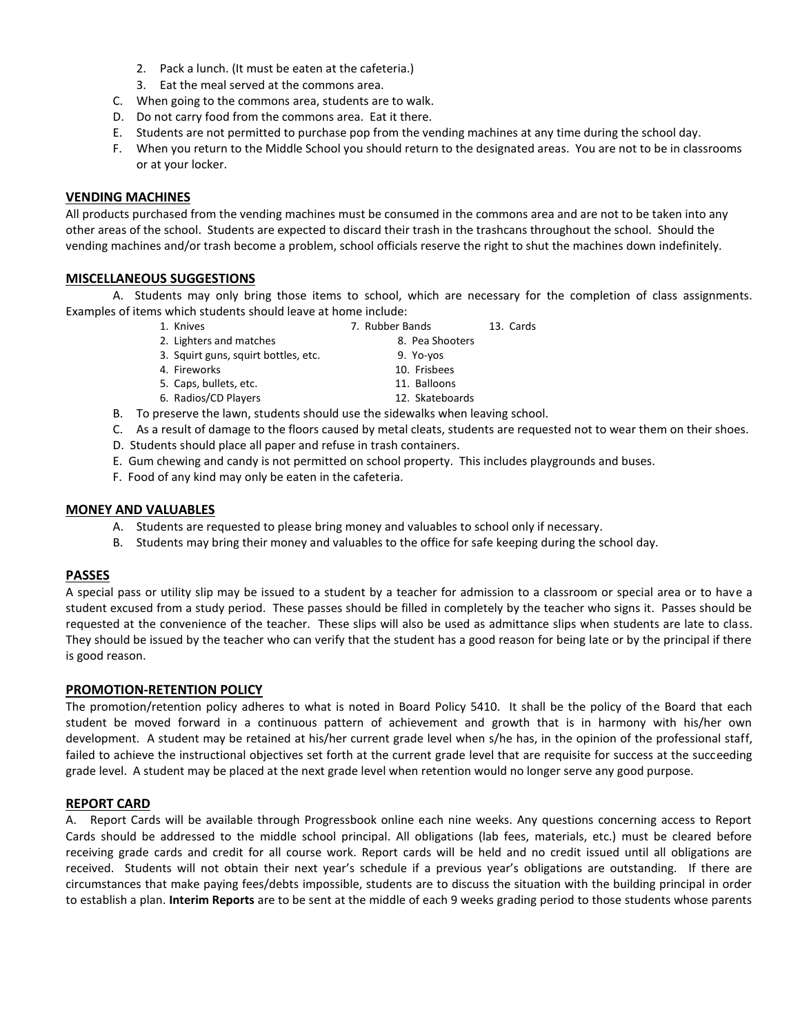2. Pack a lunch. (It must be eaten at the cafeteria.)
   3. Eat the meal served at the commons area.

C. When going to the commons area, students are to walk.

D. Do not carry food from the commons area. Eat it there.

E. Students are not permitted to purchase pop from the vending machines at any time during the school day.

F. When you return to the Middle School you should return to the designated areas. You are not to be in classrooms or at your locker.

## VENDING MACHINES

All products purchased from the vending machines must be consumed in the commons area and are not to be taken into any other areas of the school. Students are expected to discard their trash in the trashcans throughout the school. Should the vending machines and/or trash become a problem, school officials reserve the right to shut the machines down indefinitely.

## MISCELLANEOUS SUGGESTIONS

A. Students may only bring those items to school, which are necessary for the completion of class assignments. Examples of items which students should leave at home include:

1. Knives
2. Lighters and matches
3. Squirt guns, squirt bottles, etc.
4. Fireworks
5. Caps, bullets, etc.
6. Radios/CD Players
7. Rubber Bands
8. Pea Shooters
9. Yo-yos
10. Frisbees
11. Balloons
12. Skateboards
13. Cards

B. To preserve the lawn, students should use the sidewalks when leaving school.

C. As a result of damage to the floors caused by metal cleats, students are requested not to wear them on their shoes.

D. Students should place all paper and refuse in trash containers.

E. Gum chewing and candy is not permitted on school property. This includes playgrounds and buses.

F. Food of any kind may only be eaten in the cafeteria.

## MONEY AND VALUABLES

A. Students are requested to please bring money and valuables to school only if necessary.

B. Students may bring their money and valuables to the office for safe keeping during the school day.

## PASSES

A special pass or utility slip may be issued to a student by a teacher for admission to a classroom or special area or to have a student excused from a study period. These passes should be filled in completely by the teacher who signs it. Passes should be requested at the convenience of the teacher. These slips will also be used as admittance slips when students are late to class. They should be issued by the teacher who can verify that the student has a good reason for being late or by the principal if there is good reason.

## PROMOTION-RETENTION POLICY

The promotion/retention policy adheres to what is noted in Board Policy 5410. It shall be the policy of the Board that each student be moved forward in a continuous pattern of achievement and growth that is in harmony with his/her own development. A student may be retained at his/her current grade level when s/he has, in the opinion of the professional staff, failed to achieve the instructional objectives set forth at the current grade level that are requisite for success at the succeeding grade level. A student may be placed at the next grade level when retention would no longer serve any good purpose.

## REPORT CARD

A. Report Cards will be available through Progressbook online each nine weeks. Any questions concerning access to Report Cards should be addressed to the middle school principal. All obligations (lab fees, materials, etc.) must be cleared before receiving grade cards and credit for all course work. Report cards will be held and no credit issued until all obligations are received. Students will not obtain their next year's schedule if a previous year's obligations are outstanding. If there are circumstances that make paying fees/debts impossible, students are to discuss the situation with the building principal in order to establish a plan. **Interim Reports** are to be sent at the middle of each 9 weeks grading period to those students whose parents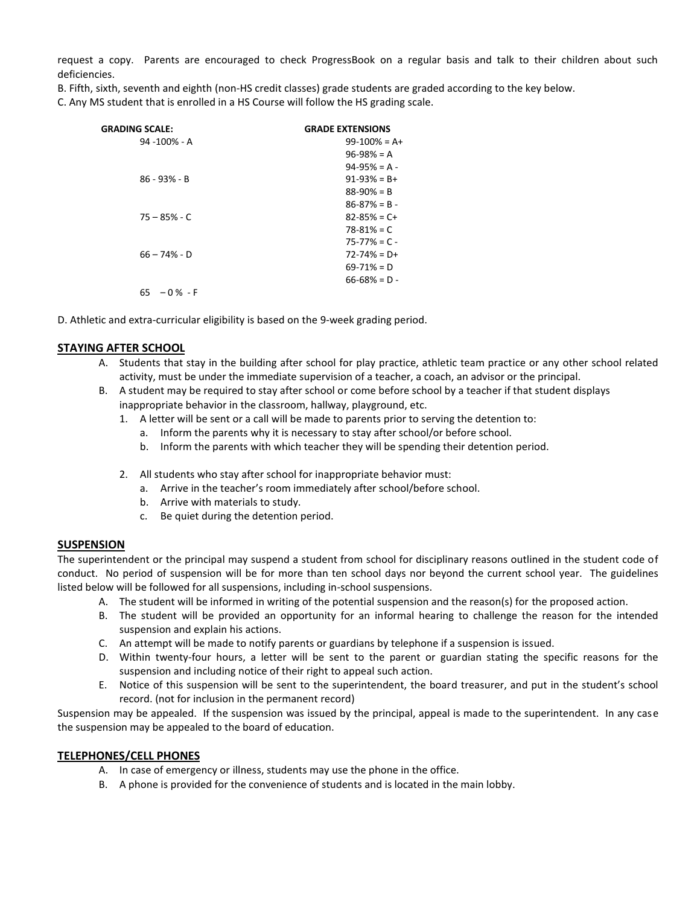request a copy. Parents are encouraged to check ProgressBook on a regular basis and talk to their children about such deficiencies.

B. Fifth, sixth, seventh and eighth (non-HS credit classes) grade students are graded according to the key below.

C. Any MS student that is enrolled in a HS Course will follow the HS grading scale.

| GRADING SCALE: | GRADE EXTENSIONS |
| --- | --- |
| 94 -100% - A | 99-100% = A+ |
| | 96-98% = A |
| | 94-95% = A - |
| 86 - 93% - B | 91-93% = B+ |
| | 88-90% = B |
| | 86-87% = B - |
| 75 – 85% - C | 82-85% = C+ |
| | 78-81% = C |
| | 75-77% = C - |
| 66 – 74% - D | 72-74% = D+ |
| | 69-71% = D |
| | 66-68% = D - |
| 65 – 0 % - F | |

D. Athletic and extra-curricular eligibility is based on the 9-week grading period.

## STAYING AFTER SCHOOL

A. Students that stay in the building after school for play practice, athletic team practice or any other school related activity, must be under the immediate supervision of a teacher, a coach, an advisor or the principal.

B. A student may be required to stay after school or come before school by a teacher if that student displays inappropriate behavior in the classroom, hallway, playground, etc.

   1. A letter will be sent or a call will be made to parents prior to serving the detention to:
      a. Inform the parents why it is necessary to stay after school/or before school.
      b. Inform the parents with which teacher they will be spending their detention period.

   2. All students who stay after school for inappropriate behavior must:
      a. Arrive in the teacher's room immediately after school/before school.
      b. Arrive with materials to study.
      c. Be quiet during the detention period.

## SUSPENSION

The superintendent or the principal may suspend a student from school for disciplinary reasons outlined in the student code of conduct. No period of suspension will be for more than ten school days nor beyond the current school year. The guidelines listed below will be followed for all suspensions, including in-school suspensions.

A. The student will be informed in writing of the potential suspension and the reason(s) for the proposed action.

B. The student will be provided an opportunity for an informal hearing to challenge the reason for the intended suspension and explain his actions.

C. An attempt will be made to notify parents or guardians by telephone if a suspension is issued.

D. Within twenty-four hours, a letter will be sent to the parent or guardian stating the specific reasons for the suspension and including notice of their right to appeal such action.

E. Notice of this suspension will be sent to the superintendent, the board treasurer, and put in the student's school record. (not for inclusion in the permanent record)

Suspension may be appealed. If the suspension was issued by the principal, appeal is made to the superintendent. In any case the suspension may be appealed to the board of education.

## TELEPHONES/CELL PHONES

A. In case of emergency or illness, students may use the phone in the office.

B. A phone is provided for the convenience of students and is located in the main lobby.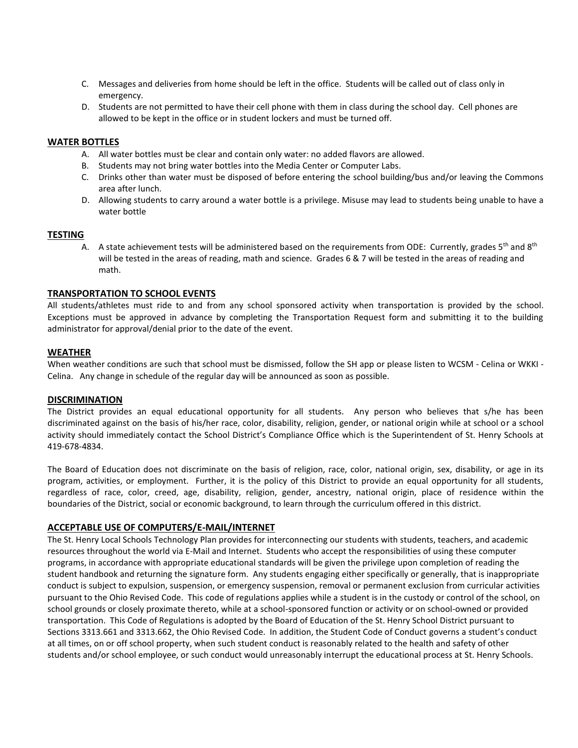C. Messages and deliveries from home should be left in the office. Students will be called out of class only in emergency.
D. Students are not permitted to have their cell phone with them in class during the school day. Cell phones are allowed to be kept in the office or in student lockers and must be turned off.

## WATER BOTTLES

A. All water bottles must be clear and contain only water: no added flavors are allowed.
B. Students may not bring water bottles into the Media Center or Computer Labs.
C. Drinks other than water must be disposed of before entering the school building/bus and/or leaving the Commons area after lunch.
D. Allowing students to carry around a water bottle is a privilege. Misuse may lead to students being unable to have a water bottle

## TESTING

A. A state achievement tests will be administered based on the requirements from ODE: Currently, grades 5th and 8th will be tested in the areas of reading, math and science. Grades 6 & 7 will be tested in the areas of reading and math.

## TRANSPORTATION TO SCHOOL EVENTS

All students/athletes must ride to and from any school sponsored activity when transportation is provided by the school. Exceptions must be approved in advance by completing the Transportation Request form and submitting it to the building administrator for approval/denial prior to the date of the event.

## WEATHER

When weather conditions are such that school must be dismissed, follow the SH app or please listen to WCSM - Celina or WKKI - Celina. Any change in schedule of the regular day will be announced as soon as possible.

## DISCRIMINATION

The District provides an equal educational opportunity for all students. Any person who believes that s/he has been discriminated against on the basis of his/her race, color, disability, religion, gender, or national origin while at school or a school activity should immediately contact the School District's Compliance Office which is the Superintendent of St. Henry Schools at 419-678-4834.

The Board of Education does not discriminate on the basis of religion, race, color, national origin, sex, disability, or age in its program, activities, or employment. Further, it is the policy of this District to provide an equal opportunity for all students, regardless of race, color, creed, age, disability, religion, gender, ancestry, national origin, place of residence within the boundaries of the District, social or economic background, to learn through the curriculum offered in this district.

## ACCEPTABLE USE OF COMPUTERS/E-MAIL/INTERNET

The St. Henry Local Schools Technology Plan provides for interconnecting our students with students, teachers, and academic resources throughout the world via E-Mail and Internet. Students who accept the responsibilities of using these computer programs, in accordance with appropriate educational standards will be given the privilege upon completion of reading the student handbook and returning the signature form. Any students engaging either specifically or generally, that is inappropriate conduct is subject to expulsion, suspension, or emergency suspension, removal or permanent exclusion from curricular activities pursuant to the Ohio Revised Code. This code of regulations applies while a student is in the custody or control of the school, on school grounds or closely proximate thereto, while at a school-sponsored function or activity or on school-owned or provided transportation. This Code of Regulations is adopted by the Board of Education of the St. Henry School District pursuant to Sections 3313.661 and 3313.662, the Ohio Revised Code. In addition, the Student Code of Conduct governs a student's conduct at all times, on or off school property, when such student conduct is reasonably related to the health and safety of other students and/or school employee, or such conduct would unreasonably interrupt the educational process at St. Henry Schools.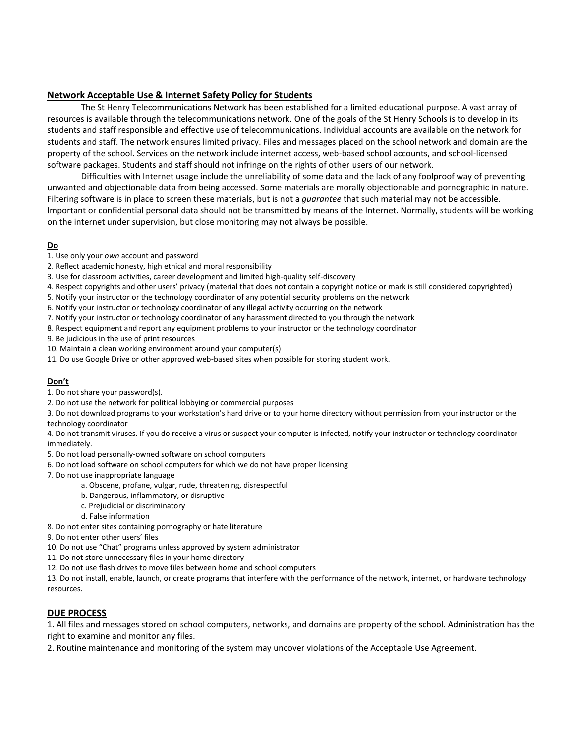## Network Acceptable Use & Internet Safety Policy for Students

The St Henry Telecommunications Network has been established for a limited educational purpose. A vast array of resources is available through the telecommunications network. One of the goals of the St Henry Schools is to develop in its students and staff responsible and effective use of telecommunications. Individual accounts are available on the network for students and staff. The network ensures limited privacy. Files and messages placed on the school network and domain are the property of the school. Services on the network include internet access, web-based school accounts, and school-licensed software packages. Students and staff should not infringe on the rights of other users of our network.

Difficulties with Internet usage include the unreliability of some data and the lack of any foolproof way of preventing unwanted and objectionable data from being accessed. Some materials are morally objectionable and pornographic in nature. Filtering software is in place to screen these materials, but is not a *guarantee* that such material may not be accessible. Important or confidential personal data should not be transmitted by means of the Internet. Normally, students will be working on the internet under supervision, but close monitoring may not always be possible.

**Do**

1. Use only your *own* account and password
2. Reflect academic honesty, high ethical and moral responsibility
3. Use for classroom activities, career development and limited high-quality self-discovery
4. Respect copyrights and other users' privacy (material that does not contain a copyright notice or mark is still considered copyrighted)
5. Notify your instructor or the technology coordinator of any potential security problems on the network
6. Notify your instructor or technology coordinator of any illegal activity occurring on the network
7. Notify your instructor or technology coordinator of any harassment directed to you through the network
8. Respect equipment and report any equipment problems to your instructor or the technology coordinator
9. Be judicious in the use of print resources
10. Maintain a clean working environment around your computer(s)
11. Do use Google Drive or other approved web-based sites when possible for storing student work.

**Don't**

1. Do not share your password(s).
2. Do not use the network for political lobbying or commercial purposes
3. Do not download programs to your workstation's hard drive or to your home directory without permission from your instructor or the technology coordinator
4. Do not transmit viruses. If you do receive a virus or suspect your computer is infected, notify your instructor or technology coordinator immediately.
5. Do not load personally-owned software on school computers
6. Do not load software on school computers for which we do not have proper licensing
7. Do not use inappropriate language
    a. Obscene, profane, vulgar, rude, threatening, disrespectful
    b. Dangerous, inflammatory, or disruptive
    c. Prejudicial or discriminatory
    d. False information
8. Do not enter sites containing pornography or hate literature
9. Do not enter other users' files
10. Do not use "Chat" programs unless approved by system administrator
11. Do not store unnecessary files in your home directory
12. Do not use flash drives to move files between home and school computers
13. Do not install, enable, launch, or create programs that interfere with the performance of the network, internet, or hardware technology resources.

## DUE PROCESS

1. All files and messages stored on school computers, networks, and domains are property of the school. Administration has the right to examine and monitor any files.
2. Routine maintenance and monitoring of the system may uncover violations of the Acceptable Use Agreement.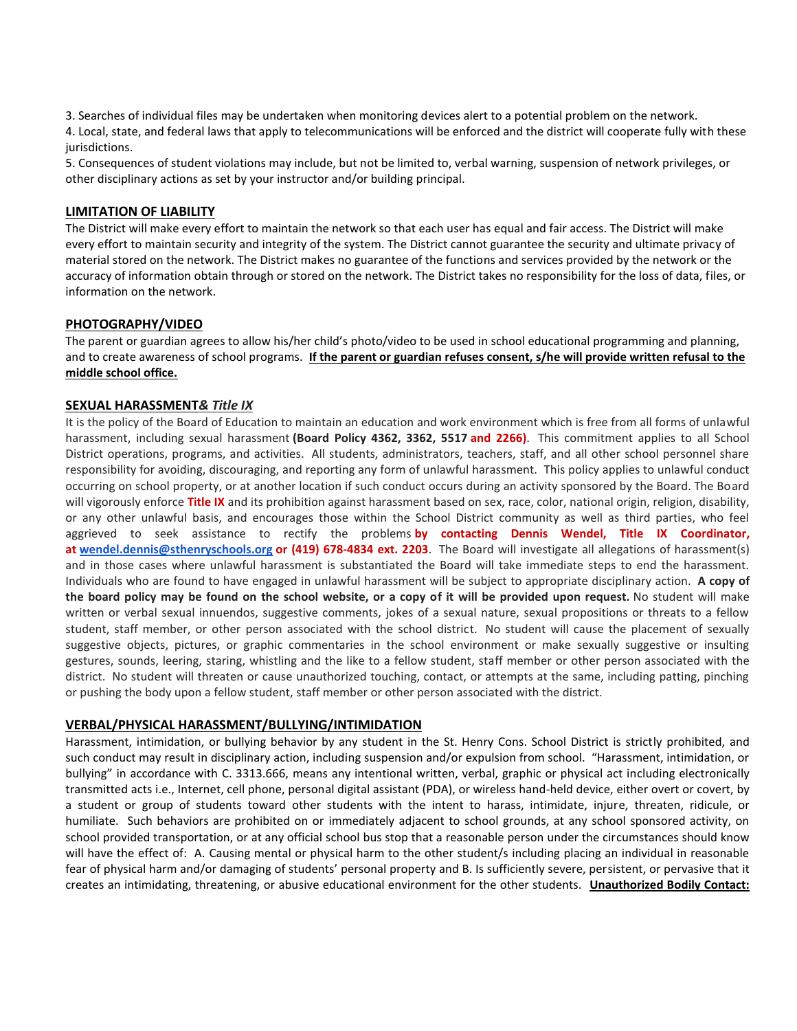3. Searches of individual files may be undertaken when monitoring devices alert to a potential problem on the network.
4. Local, state, and federal laws that apply to telecommunications will be enforced and the district will cooperate fully with these jurisdictions.
5. Consequences of student violations may include, but not be limited to, verbal warning, suspension of network privileges, or other disciplinary actions as set by your instructor and/or building principal.

## LIMITATION OF LIABILITY

The District will make every effort to maintain the network so that each user has equal and fair access. The District will make every effort to maintain security and integrity of the system. The District cannot guarantee the security and ultimate privacy of material stored on the network. The District makes no guarantee of the functions and services provided by the network or the accuracy of information obtain through or stored on the network. The District takes no responsibility for the loss of data, files, or information on the network.

## PHOTOGRAPHY/VIDEO

The parent or guardian agrees to allow his/her child's photo/video to be used in school educational programming and planning, and to create awareness of school programs. **If the parent or guardian refuses consent, s/he will provide written refusal to the middle school office.**

## SEXUAL HARASSMENT*& Title IX*

It is the policy of the Board of Education to maintain an education and work environment which is free from all forms of unlawful harassment, including sexual harassment **(Board Policy 4362, 3362, 5517 and 2266)**. This commitment applies to all School District operations, programs, and activities. All students, administrators, teachers, staff, and all other school personnel share responsibility for avoiding, discouraging, and reporting any form of unlawful harassment. This policy applies to unlawful conduct occurring on school property, or at another location if such conduct occurs during an activity sponsored by the Board. The Board will vigorously enforce **Title IX** and its prohibition against harassment based on sex, race, color, national origin, religion, disability, or any other unlawful basis, and encourages those within the School District community as well as third parties, who feel aggrieved to seek assistance to rectify the problems **by contacting Dennis Wendel, Title IX Coordinator, at wendel.dennis@sthenryschools.org or (419) 678-4834 ext. 2203**. The Board will investigate all allegations of harassment(s) and in those cases where unlawful harassment is substantiated the Board will take immediate steps to end the harassment. Individuals who are found to have engaged in unlawful harassment will be subject to appropriate disciplinary action. **A copy of the board policy may be found on the school website, or a copy of it will be provided upon request.** No student will make written or verbal sexual innuendos, suggestive comments, jokes of a sexual nature, sexual propositions or threats to a fellow student, staff member, or other person associated with the school district. No student will cause the placement of sexually suggestive objects, pictures, or graphic commentaries in the school environment or make sexually suggestive or insulting gestures, sounds, leering, staring, whistling and the like to a fellow student, staff member or other person associated with the district. No student will threaten or cause unauthorized touching, contact, or attempts at the same, including patting, pinching or pushing the body upon a fellow student, staff member or other person associated with the district.

## VERBAL/PHYSICAL HARASSMENT/BULLYING/INTIMIDATION

Harassment, intimidation, or bullying behavior by any student in the St. Henry Cons. School District is strictly prohibited, and such conduct may result in disciplinary action, including suspension and/or expulsion from school. "Harassment, intimidation, or bullying" in accordance with C. 3313.666, means any intentional written, verbal, graphic or physical act including electronically transmitted acts i.e., Internet, cell phone, personal digital assistant (PDA), or wireless hand-held device, either overt or covert, by a student or group of students toward other students with the intent to harass, intimidate, injure, threaten, ridicule, or humiliate. Such behaviors are prohibited on or immediately adjacent to school grounds, at any school sponsored activity, on school provided transportation, or at any official school bus stop that a reasonable person under the circumstances should know will have the effect of: A. Causing mental or physical harm to the other student/s including placing an individual in reasonable fear of physical harm and/or damaging of students' personal property and B. Is sufficiently severe, persistent, or pervasive that it creates an intimidating, threatening, or abusive educational environment for the other students. **Unauthorized Bodily Contact:**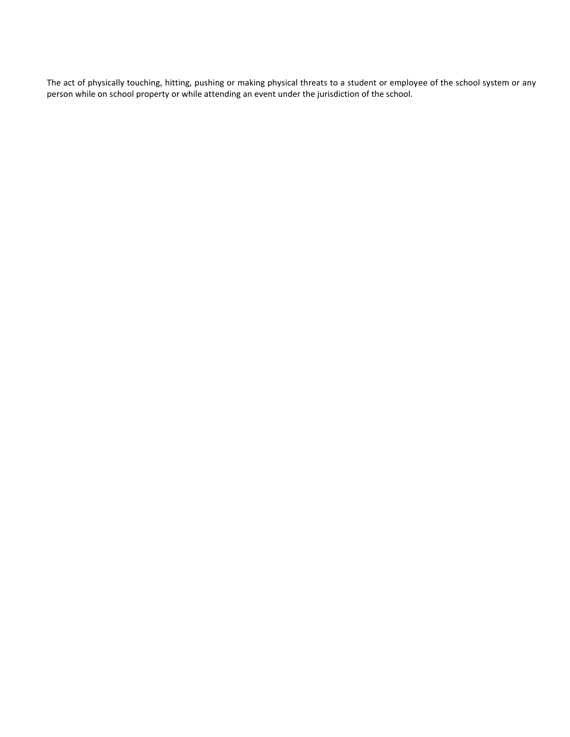The act of physically touching, hitting, pushing or making physical threats to a student or employee of the school system or any person while on school property or while attending an event under the jurisdiction of the school.